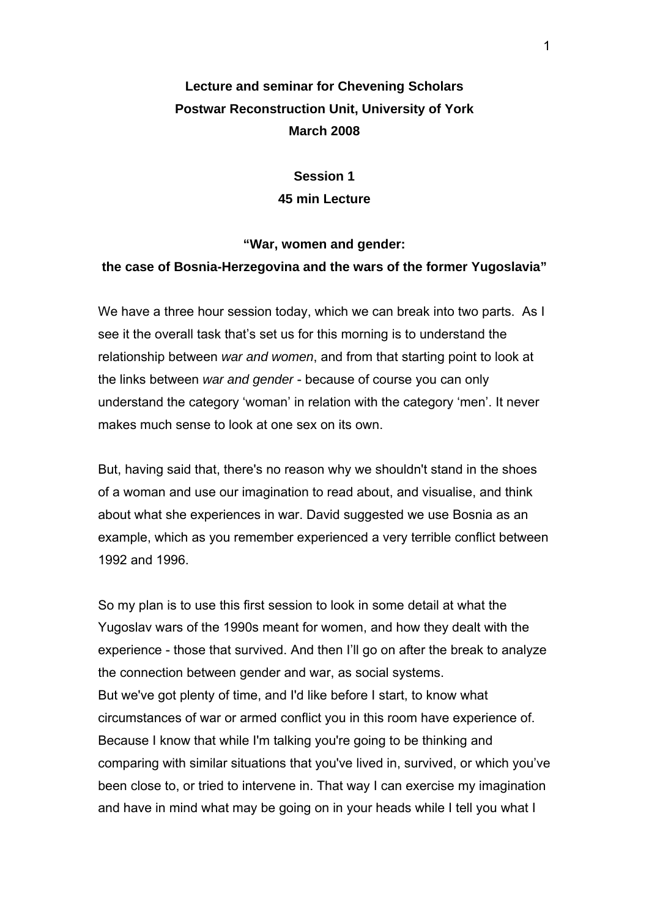**Lecture and seminar for Chevening Scholars**
**Postwar Reconstruction Unit, University of York**
**March 2008**

**Session 1**
**45 min Lecture**

**"War, women and gender:**
**the case of Bosnia-Herzegovina and the wars of the former Yugoslavia"**

We have a three hour session today, which we can break into two parts. As I see it the overall task that's set us for this morning is to understand the relationship between *war and women*, and from that starting point to look at the links between *war and gender* - because of course you can only understand the category 'woman' in relation with the category 'men'. It never makes much sense to look at one sex on its own.

But, having said that, there's no reason why we shouldn't stand in the shoes of a woman and use our imagination to read about, and visualise, and think about what she experiences in war. David suggested we use Bosnia as an example, which as you remember experienced a very terrible conflict between 1992 and 1996.

So my plan is to use this first session to look in some detail at what the Yugoslav wars of the 1990s meant for women, and how they dealt with the experience - those that survived. And then I'll go on after the break to analyze the connection between gender and war, as social systems.
But we've got plenty of time, and I'd like before I start, to know what circumstances of war or armed conflict you in this room have experience of. Because I know that while I'm talking you're going to be thinking and comparing with similar situations that you've lived in, survived, or which you've been close to, or tried to intervene in. That way I can exercise my imagination and have in mind what may be going on in your heads while I tell you what I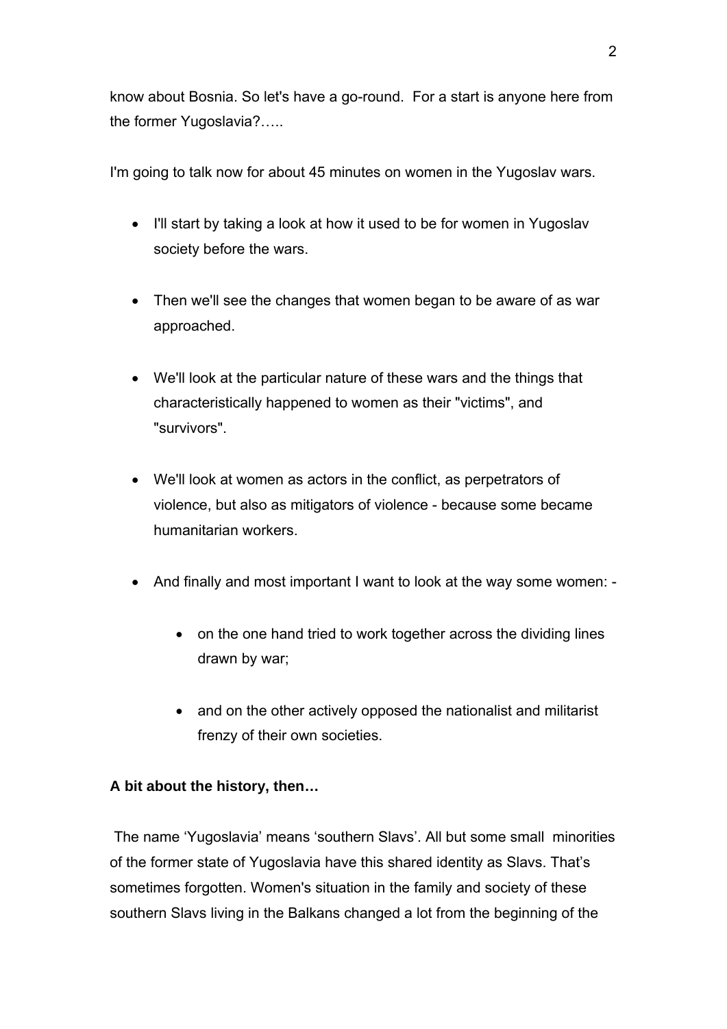know about Bosnia. So let's have a go-round. For a start is anyone here from the former Yugoslavia?…..

I'm going to talk now for about 45 minutes on women in the Yugoslav wars.

- I'll start by taking a look at how it used to be for women in Yugoslav society before the wars.
- Then we'll see the changes that women began to be aware of as war approached.
- We'll look at the particular nature of these wars and the things that characteristically happened to women as their "victims", and "survivors".
- We'll look at women as actors in the conflict, as perpetrators of violence, but also as mitigators of violence - because some became humanitarian workers.
- And finally and most important I want to look at the way some women: -
    - on the one hand tried to work together across the dividing lines drawn by war;
    - and on the other actively opposed the nationalist and militarist frenzy of their own societies.

**A bit about the history, then…**

The name 'Yugoslavia' means 'southern Slavs'. All but some small minorities of the former state of Yugoslavia have this shared identity as Slavs. That's sometimes forgotten. Women's situation in the family and society of these southern Slavs living in the Balkans changed a lot from the beginning of the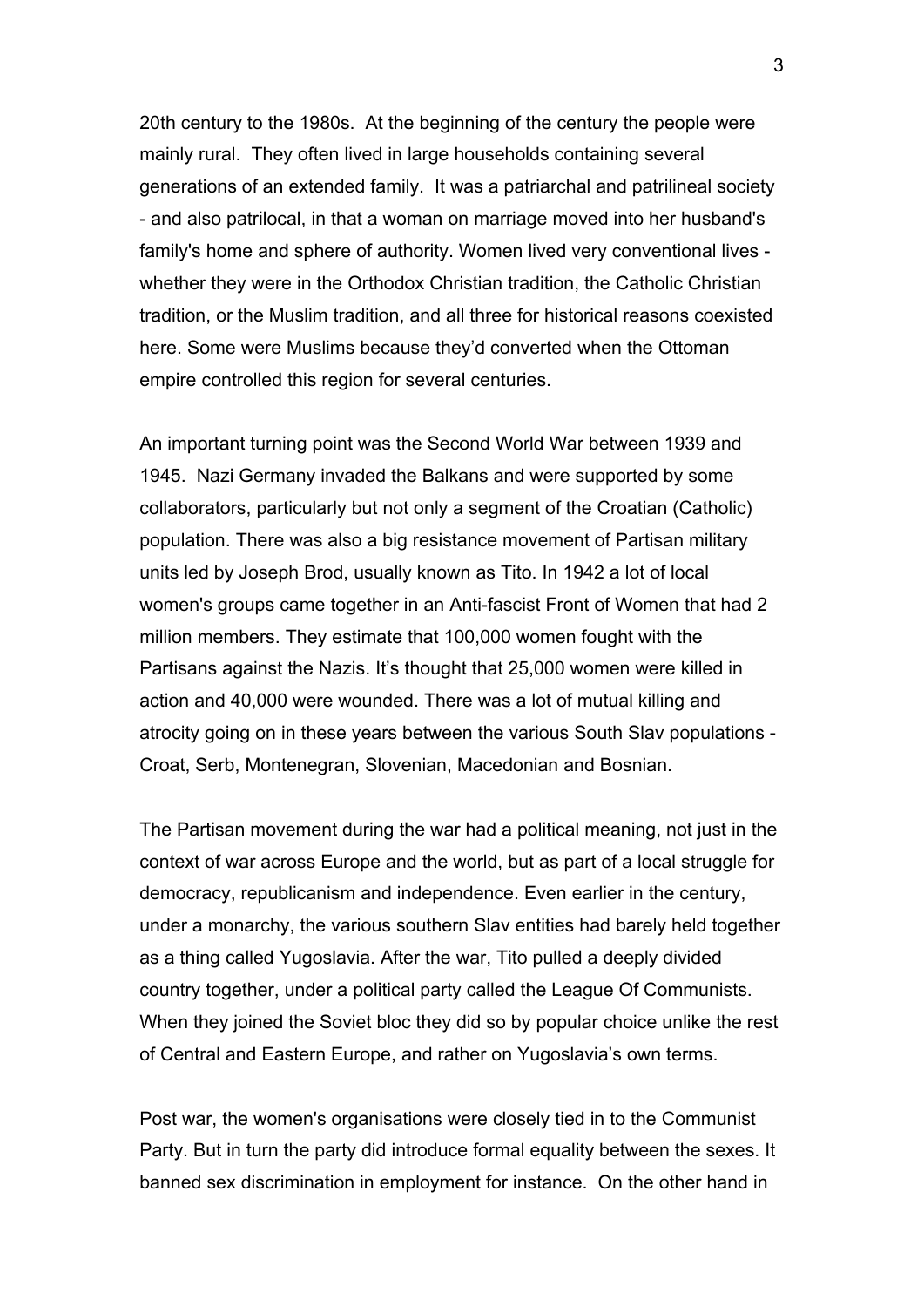20th century to the 1980s. At the beginning of the century the people were mainly rural. They often lived in large households containing several generations of an extended family. It was a patriarchal and patrilineal society - and also patrilocal, in that a woman on marriage moved into her husband's family's home and sphere of authority. Women lived very conventional lives - whether they were in the Orthodox Christian tradition, the Catholic Christian tradition, or the Muslim tradition, and all three for historical reasons coexisted here. Some were Muslims because they'd converted when the Ottoman empire controlled this region for several centuries.

An important turning point was the Second World War between 1939 and 1945. Nazi Germany invaded the Balkans and were supported by some collaborators, particularly but not only a segment of the Croatian (Catholic) population. There was also a big resistance movement of Partisan military units led by Joseph Brod, usually known as Tito. In 1942 a lot of local women's groups came together in an Anti-fascist Front of Women that had 2 million members. They estimate that 100,000 women fought with the Partisans against the Nazis. It's thought that 25,000 women were killed in action and 40,000 were wounded. There was a lot of mutual killing and atrocity going on in these years between the various South Slav populations - Croat, Serb, Montenegran, Slovenian, Macedonian and Bosnian.

The Partisan movement during the war had a political meaning, not just in the context of war across Europe and the world, but as part of a local struggle for democracy, republicanism and independence. Even earlier in the century, under a monarchy, the various southern Slav entities had barely held together as a thing called Yugoslavia. After the war, Tito pulled a deeply divided country together, under a political party called the League Of Communists. When they joined the Soviet bloc they did so by popular choice unlike the rest of Central and Eastern Europe, and rather on Yugoslavia's own terms.

Post war, the women's organisations were closely tied in to the Communist Party. But in turn the party did introduce formal equality between the sexes. It banned sex discrimination in employment for instance. On the other hand in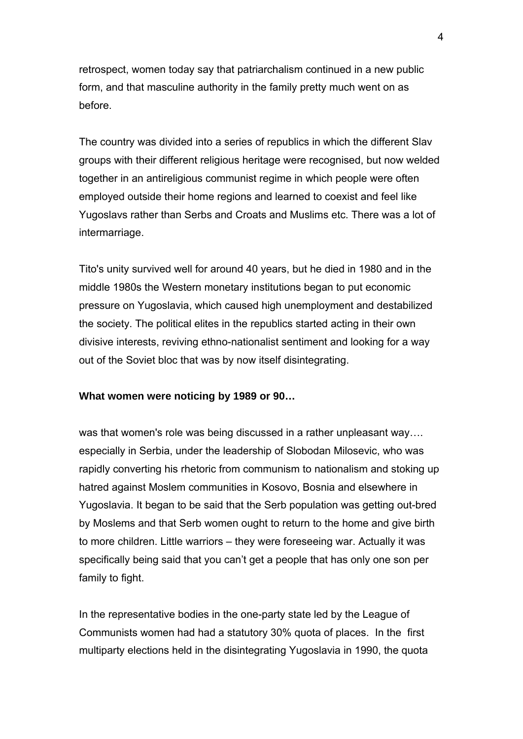retrospect, women today say that patriarchalism continued in a new public form, and that masculine authority in the family pretty much went on as before.

The country was divided into a series of republics in which the different Slav groups with their different religious heritage were recognised, but now welded together in an antireligious communist regime in which people were often employed outside their home regions and learned to coexist and feel like Yugoslavs rather than Serbs and Croats and Muslims etc. There was a lot of intermarriage.

Tito's unity survived well for around 40 years, but he died in 1980 and in the middle 1980s the Western monetary institutions began to put economic pressure on Yugoslavia, which caused high unemployment and destabilized the society. The political elites in the republics started acting in their own divisive interests, reviving ethno-nationalist sentiment and looking for a way out of the Soviet bloc that was by now itself disintegrating.

**What women were noticing by 1989 or 90…**

was that women's role was being discussed in a rather unpleasant way…. especially in Serbia, under the leadership of Slobodan Milosevic, who was rapidly converting his rhetoric from communism to nationalism and stoking up hatred against Moslem communities in Kosovo, Bosnia and elsewhere in Yugoslavia. It began to be said that the Serb population was getting out-bred by Moslems and that Serb women ought to return to the home and give birth to more children. Little warriors – they were foreseeing war. Actually it was specifically being said that you can't get a people that has only one son per family to fight.

In the representative bodies in the one-party state led by the League of Communists women had had a statutory 30% quota of places. In the first multiparty elections held in the disintegrating Yugoslavia in 1990, the quota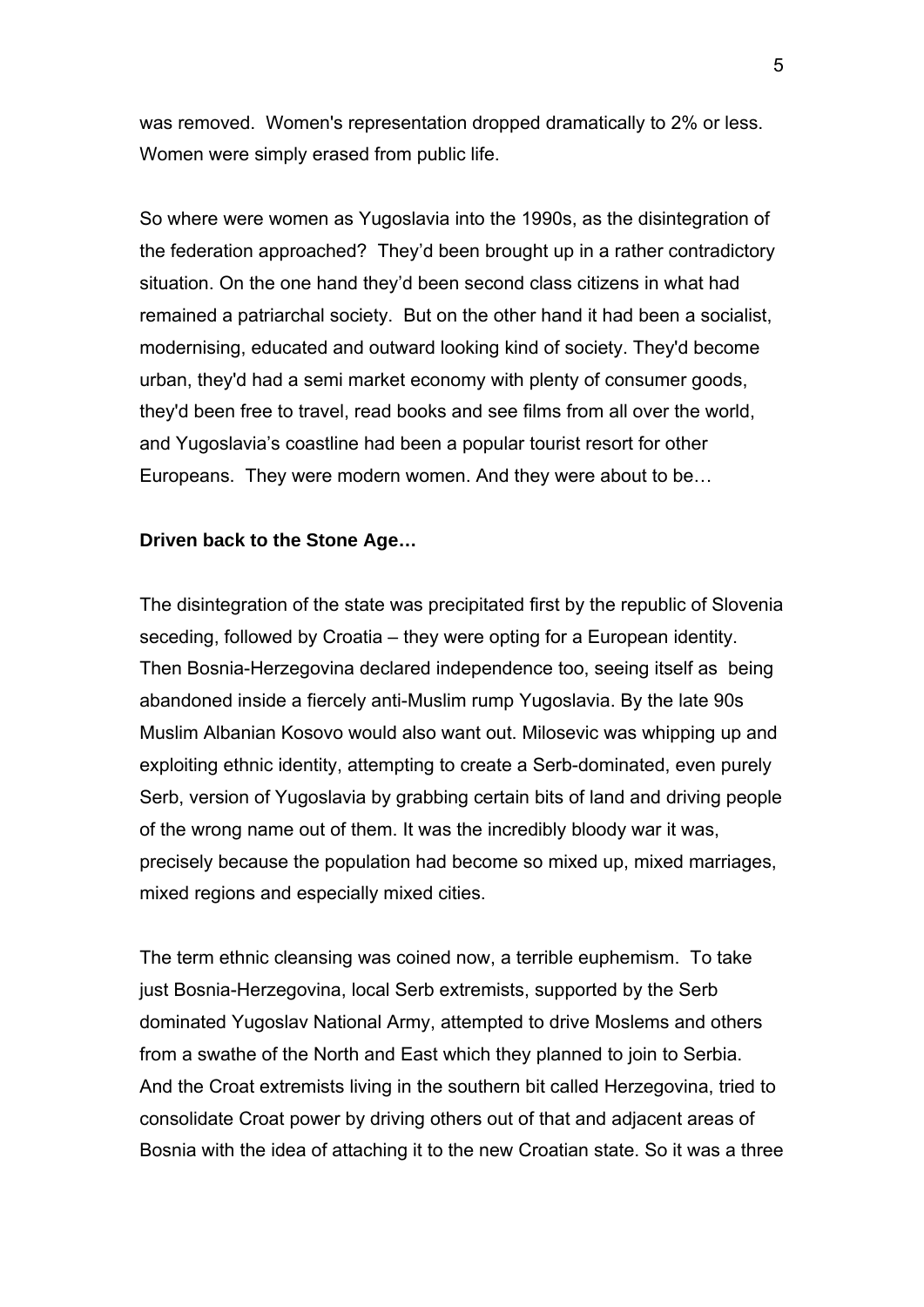was removed. Women's representation dropped dramatically to 2% or less. Women were simply erased from public life.

So where were women as Yugoslavia into the 1990s, as the disintegration of the federation approached? They'd been brought up in a rather contradictory situation. On the one hand they'd been second class citizens in what had remained a patriarchal society. But on the other hand it had been a socialist, modernising, educated and outward looking kind of society. They'd become urban, they'd had a semi market economy with plenty of consumer goods, they'd been free to travel, read books and see films from all over the world, and Yugoslavia's coastline had been a popular tourist resort for other Europeans. They were modern women. And they were about to be…

**Driven back to the Stone Age…**

The disintegration of the state was precipitated first by the republic of Slovenia seceding, followed by Croatia – they were opting for a European identity. Then Bosnia-Herzegovina declared independence too, seeing itself as being abandoned inside a fiercely anti-Muslim rump Yugoslavia. By the late 90s Muslim Albanian Kosovo would also want out. Milosevic was whipping up and exploiting ethnic identity, attempting to create a Serb-dominated, even purely Serb, version of Yugoslavia by grabbing certain bits of land and driving people of the wrong name out of them. It was the incredibly bloody war it was, precisely because the population had become so mixed up, mixed marriages, mixed regions and especially mixed cities.

The term ethnic cleansing was coined now, a terrible euphemism. To take just Bosnia-Herzegovina, local Serb extremists, supported by the Serb dominated Yugoslav National Army, attempted to drive Moslems and others from a swathe of the North and East which they planned to join to Serbia. And the Croat extremists living in the southern bit called Herzegovina, tried to consolidate Croat power by driving others out of that and adjacent areas of Bosnia with the idea of attaching it to the new Croatian state. So it was a three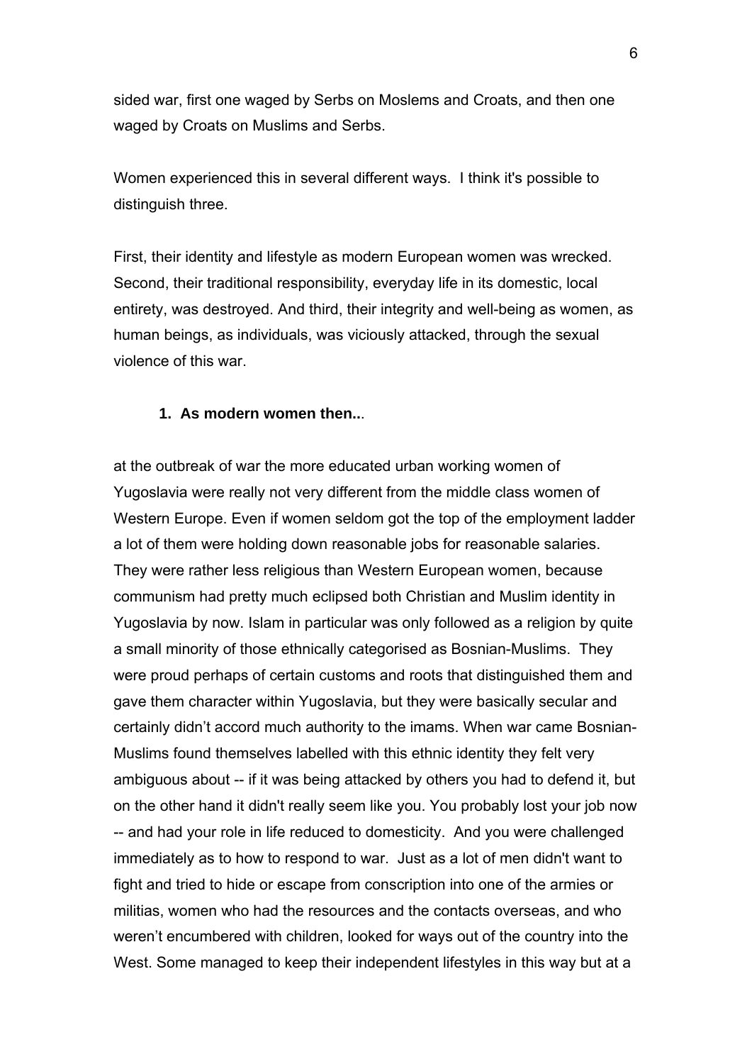sided war, first one waged by Serbs on Moslems and Croats, and then one waged by Croats on Muslims and Serbs.

Women experienced this in several different ways. I think it's possible to distinguish three.

First, their identity and lifestyle as modern European women was wrecked. Second, their traditional responsibility, everyday life in its domestic, local entirety, was destroyed. And third, their integrity and well-being as women, as human beings, as individuals, was viciously attacked, through the sexual violence of this war.

1. **As modern women then..**.

at the outbreak of war the more educated urban working women of Yugoslavia were really not very different from the middle class women of Western Europe. Even if women seldom got the top of the employment ladder a lot of them were holding down reasonable jobs for reasonable salaries. They were rather less religious than Western European women, because communism had pretty much eclipsed both Christian and Muslim identity in Yugoslavia by now. Islam in particular was only followed as a religion by quite a small minority of those ethnically categorised as Bosnian-Muslims. They were proud perhaps of certain customs and roots that distinguished them and gave them character within Yugoslavia, but they were basically secular and certainly didn't accord much authority to the imams. When war came Bosnian-Muslims found themselves labelled with this ethnic identity they felt very ambiguous about -- if it was being attacked by others you had to defend it, but on the other hand it didn't really seem like you. You probably lost your job now -- and had your role in life reduced to domesticity. And you were challenged immediately as to how to respond to war. Just as a lot of men didn't want to fight and tried to hide or escape from conscription into one of the armies or militias, women who had the resources and the contacts overseas, and who weren't encumbered with children, looked for ways out of the country into the West. Some managed to keep their independent lifestyles in this way but at a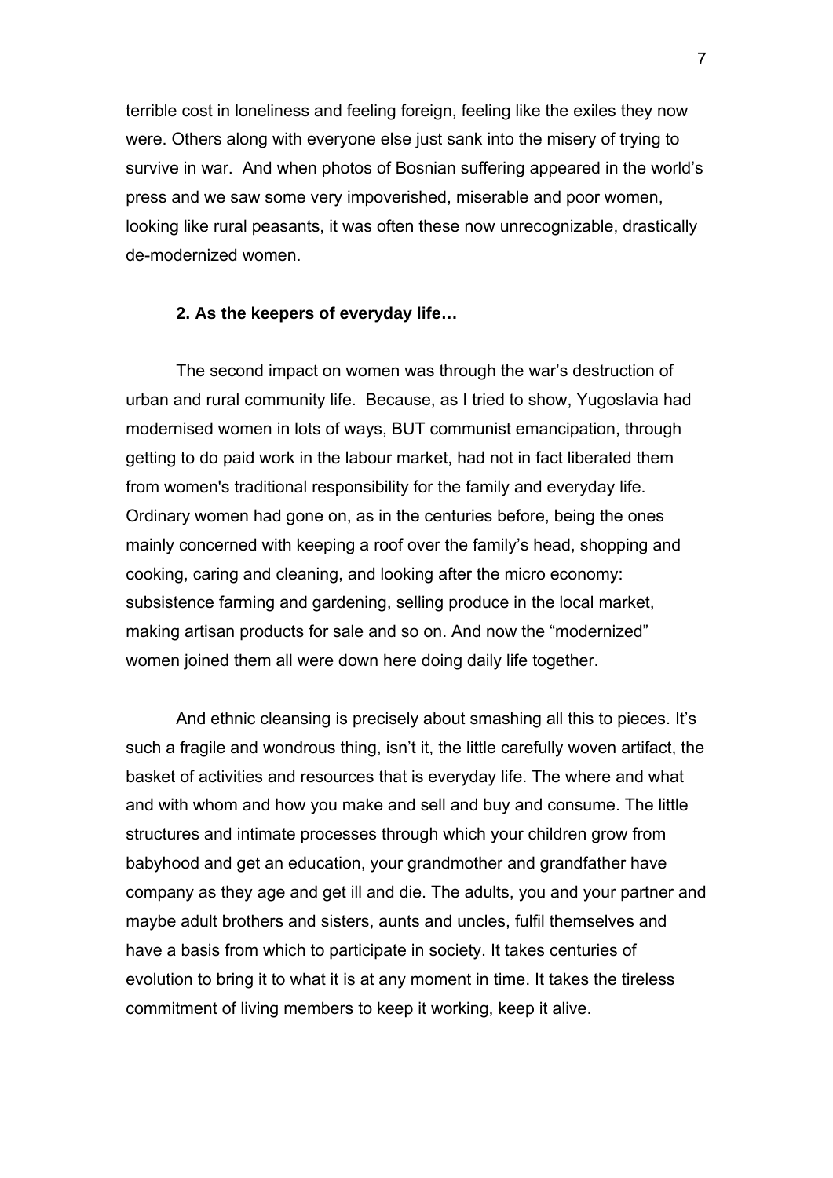terrible cost in loneliness and feeling foreign, feeling like the exiles they now were. Others along with everyone else just sank into the misery of trying to survive in war. And when photos of Bosnian suffering appeared in the world's press and we saw some very impoverished, miserable and poor women, looking like rural peasants, it was often these now unrecognizable, drastically de-modernized women.

**2. As the keepers of everyday life…**

The second impact on women was through the war's destruction of urban and rural community life. Because, as I tried to show, Yugoslavia had modernised women in lots of ways, BUT communist emancipation, through getting to do paid work in the labour market, had not in fact liberated them from women's traditional responsibility for the family and everyday life. Ordinary women had gone on, as in the centuries before, being the ones mainly concerned with keeping a roof over the family's head, shopping and cooking, caring and cleaning, and looking after the micro economy: subsistence farming and gardening, selling produce in the local market, making artisan products for sale and so on. And now the "modernized" women joined them all were down here doing daily life together.

And ethnic cleansing is precisely about smashing all this to pieces. It's such a fragile and wondrous thing, isn't it, the little carefully woven artifact, the basket of activities and resources that is everyday life. The where and what and with whom and how you make and sell and buy and consume. The little structures and intimate processes through which your children grow from babyhood and get an education, your grandmother and grandfather have company as they age and get ill and die. The adults, you and your partner and maybe adult brothers and sisters, aunts and uncles, fulfil themselves and have a basis from which to participate in society. It takes centuries of evolution to bring it to what it is at any moment in time. It takes the tireless commitment of living members to keep it working, keep it alive.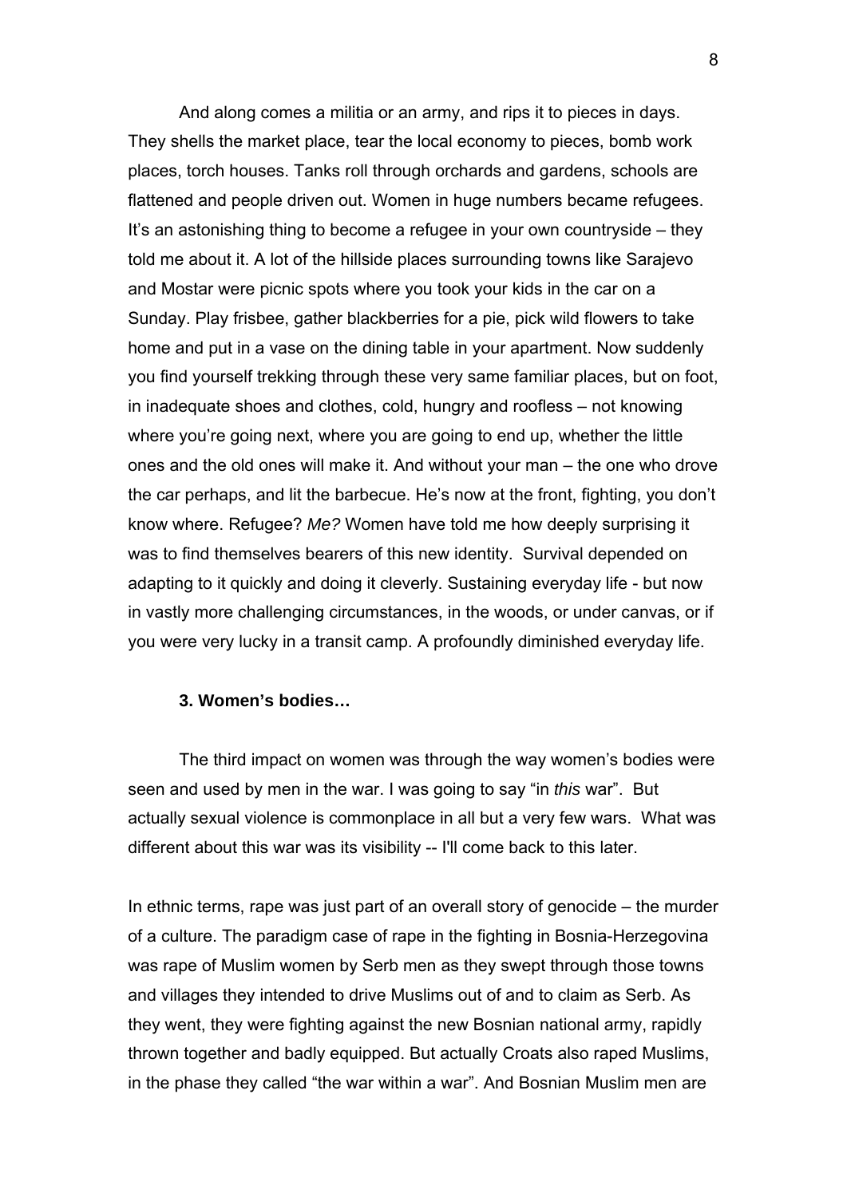And along comes a militia or an army, and rips it to pieces in days. They shells the market place, tear the local economy to pieces, bomb work places, torch houses. Tanks roll through orchards and gardens, schools are flattened and people driven out. Women in huge numbers became refugees. It's an astonishing thing to become a refugee in your own countryside – they told me about it. A lot of the hillside places surrounding towns like Sarajevo and Mostar were picnic spots where you took your kids in the car on a Sunday. Play frisbee, gather blackberries for a pie, pick wild flowers to take home and put in a vase on the dining table in your apartment. Now suddenly you find yourself trekking through these very same familiar places, but on foot, in inadequate shoes and clothes, cold, hungry and roofless – not knowing where you're going next, where you are going to end up, whether the little ones and the old ones will make it. And without your man – the one who drove the car perhaps, and lit the barbecue. He's now at the front, fighting, you don't know where. Refugee? *Me?* Women have told me how deeply surprising it was to find themselves bearers of this new identity. Survival depended on adapting to it quickly and doing it cleverly. Sustaining everyday life - but now in vastly more challenging circumstances, in the woods, or under canvas, or if you were very lucky in a transit camp. A profoundly diminished everyday life.

### 3. Women's bodies…

The third impact on women was through the way women's bodies were seen and used by men in the war. I was going to say "in *this* war". But actually sexual violence is commonplace in all but a very few wars. What was different about this war was its visibility -- I'll come back to this later.

In ethnic terms, rape was just part of an overall story of genocide – the murder of a culture. The paradigm case of rape in the fighting in Bosnia-Herzegovina was rape of Muslim women by Serb men as they swept through those towns and villages they intended to drive Muslims out of and to claim as Serb. As they went, they were fighting against the new Bosnian national army, rapidly thrown together and badly equipped. But actually Croats also raped Muslims, in the phase they called "the war within a war". And Bosnian Muslim men are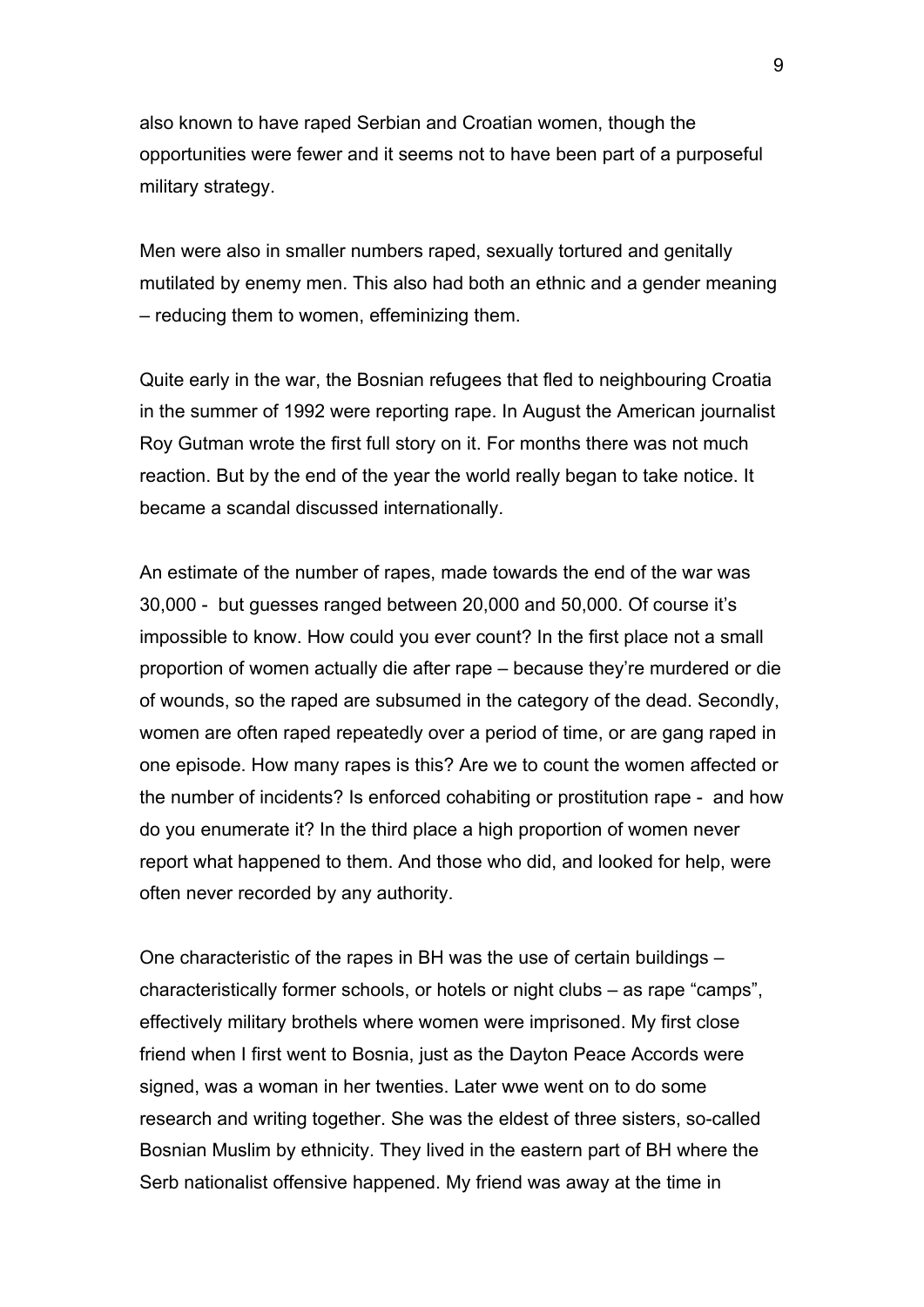also known to have raped Serbian and Croatian women, though the opportunities were fewer and it seems not to have been part of a purposeful military strategy.

Men were also in smaller numbers raped, sexually tortured and genitally mutilated by enemy men. This also had both an ethnic and a gender meaning – reducing them to women, effeminizing them.

Quite early in the war, the Bosnian refugees that fled to neighbouring Croatia in the summer of 1992 were reporting rape. In August the American journalist Roy Gutman wrote the first full story on it. For months there was not much reaction. But by the end of the year the world really began to take notice. It became a scandal discussed internationally.

An estimate of the number of rapes, made towards the end of the war was 30,000 - but guesses ranged between 20,000 and 50,000. Of course it's impossible to know. How could you ever count? In the first place not a small proportion of women actually die after rape – because they're murdered or die of wounds, so the raped are subsumed in the category of the dead. Secondly, women are often raped repeatedly over a period of time, or are gang raped in one episode. How many rapes is this? Are we to count the women affected or the number of incidents? Is enforced cohabiting or prostitution rape - and how do you enumerate it? In the third place a high proportion of women never report what happened to them. And those who did, and looked for help, were often never recorded by any authority.

One characteristic of the rapes in BH was the use of certain buildings – characteristically former schools, or hotels or night clubs – as rape "camps", effectively military brothels where women were imprisoned. My first close friend when I first went to Bosnia, just as the Dayton Peace Accords were signed, was a woman in her twenties. Later wwe went on to do some research and writing together. She was the eldest of three sisters, so-called Bosnian Muslim by ethnicity. They lived in the eastern part of BH where the Serb nationalist offensive happened. My friend was away at the time in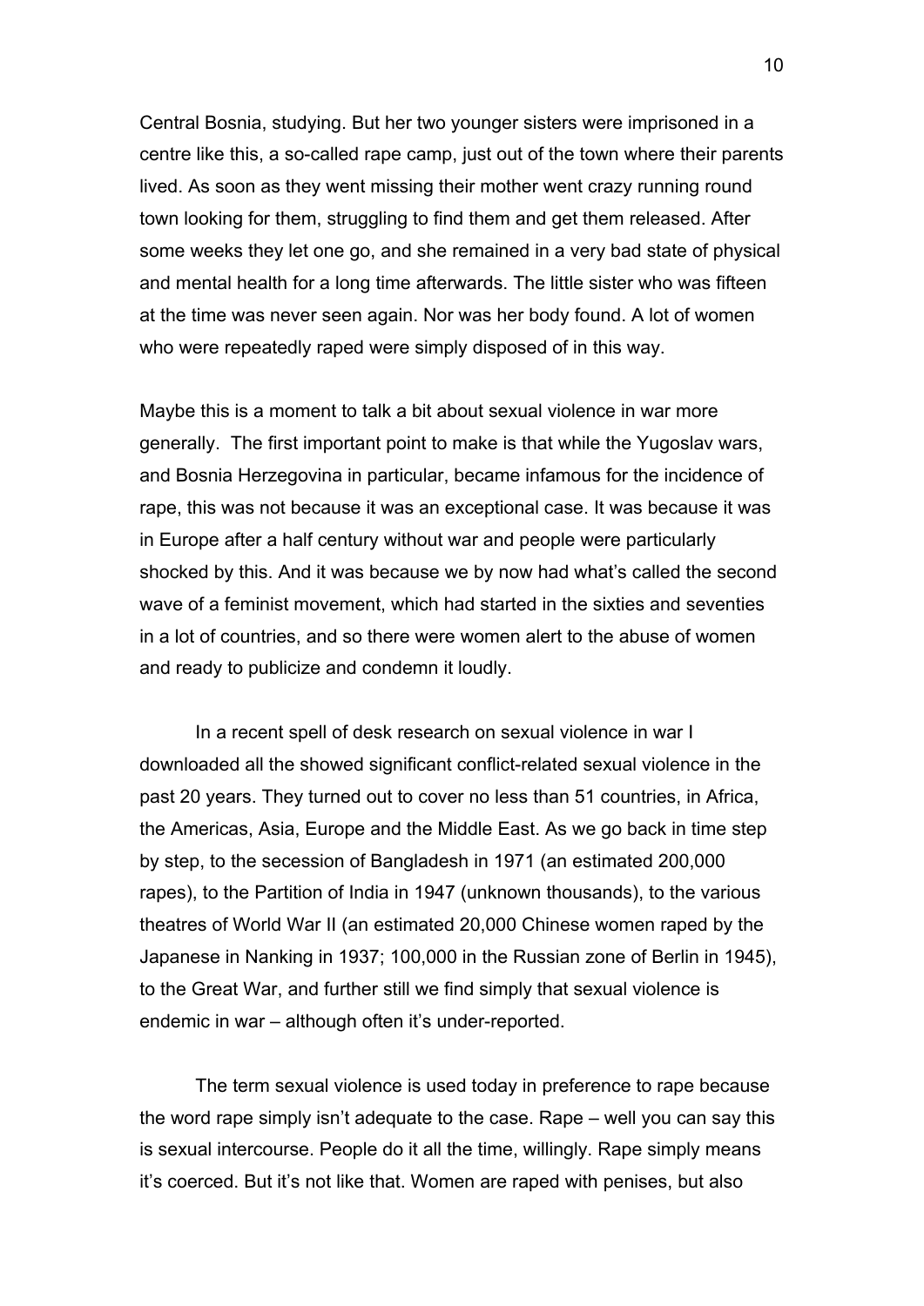Central Bosnia, studying. But her two younger sisters were imprisoned in a centre like this, a so-called rape camp, just out of the town where their parents lived. As soon as they went missing their mother went crazy running round town looking for them, struggling to find them and get them released. After some weeks they let one go, and she remained in a very bad state of physical and mental health for a long time afterwards. The little sister who was fifteen at the time was never seen again. Nor was her body found. A lot of women who were repeatedly raped were simply disposed of in this way.

Maybe this is a moment to talk a bit about sexual violence in war more generally. The first important point to make is that while the Yugoslav wars, and Bosnia Herzegovina in particular, became infamous for the incidence of rape, this was not because it was an exceptional case. It was because it was in Europe after a half century without war and people were particularly shocked by this. And it was because we by now had what's called the second wave of a feminist movement, which had started in the sixties and seventies in a lot of countries, and so there were women alert to the abuse of women and ready to publicize and condemn it loudly.

In a recent spell of desk research on sexual violence in war I downloaded all the showed significant conflict-related sexual violence in the past 20 years. They turned out to cover no less than 51 countries, in Africa, the Americas, Asia, Europe and the Middle East. As we go back in time step by step, to the secession of Bangladesh in 1971 (an estimated 200,000 rapes), to the Partition of India in 1947 (unknown thousands), to the various theatres of World War II (an estimated 20,000 Chinese women raped by the Japanese in Nanking in 1937; 100,000 in the Russian zone of Berlin in 1945), to the Great War, and further still we find simply that sexual violence is endemic in war – although often it's under-reported.

The term sexual violence is used today in preference to rape because the word rape simply isn't adequate to the case. Rape – well you can say this is sexual intercourse. People do it all the time, willingly. Rape simply means it's coerced. But it's not like that. Women are raped with penises, but also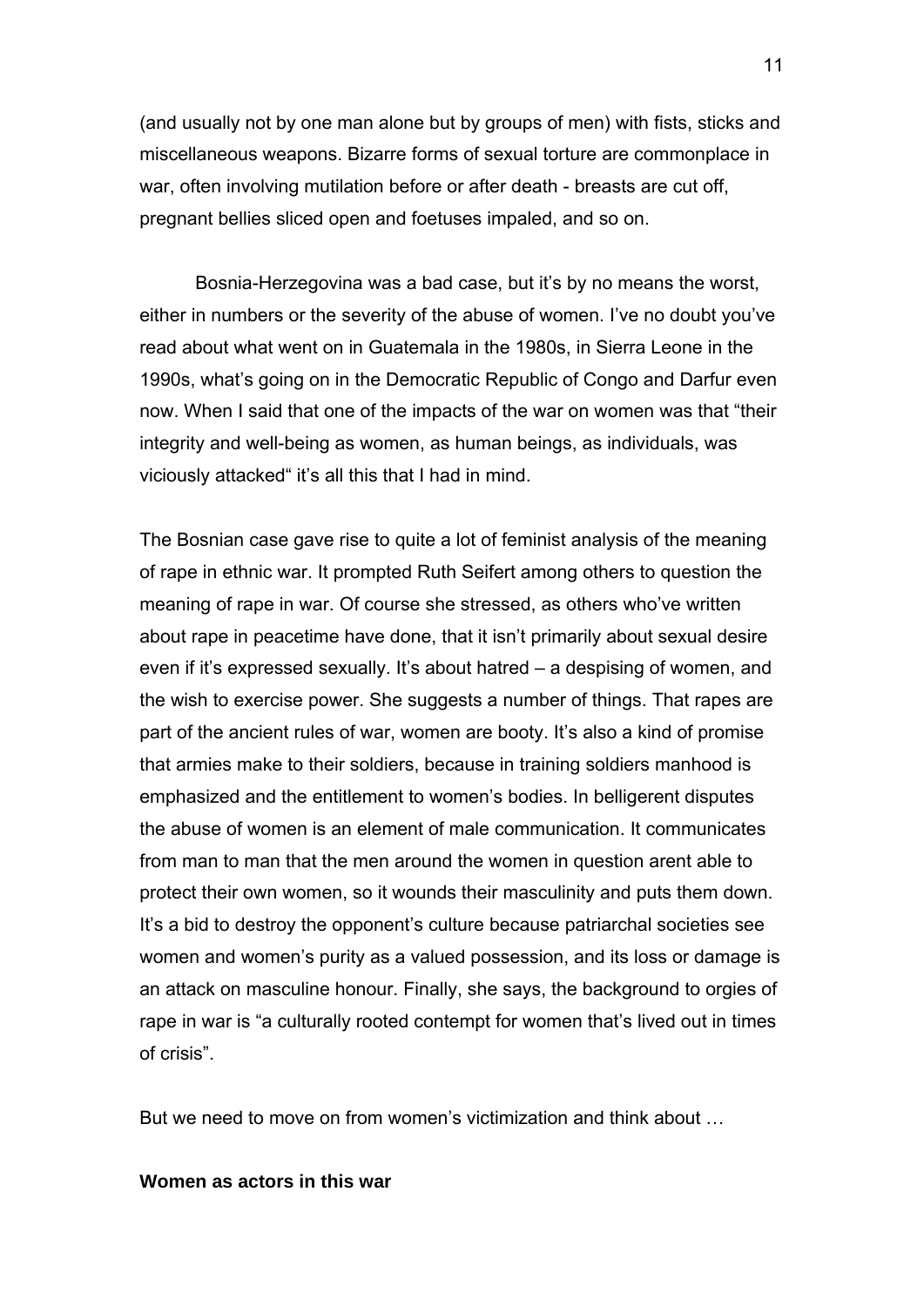(and usually not by one man alone but by groups of men) with fists, sticks and miscellaneous weapons. Bizarre forms of sexual torture are commonplace in war, often involving mutilation before or after death - breasts are cut off, pregnant bellies sliced open and foetuses impaled, and so on.

Bosnia-Herzegovina was a bad case, but it's by no means the worst, either in numbers or the severity of the abuse of women. I've no doubt you've read about what went on in Guatemala in the 1980s, in Sierra Leone in the 1990s, what's going on in the Democratic Republic of Congo and Darfur even now. When I said that one of the impacts of the war on women was that "their integrity and well-being as women, as human beings, as individuals, was viciously attacked" it's all this that I had in mind.

The Bosnian case gave rise to quite a lot of feminist analysis of the meaning of rape in ethnic war. It prompted Ruth Seifert among others to question the meaning of rape in war. Of course she stressed, as others who've written about rape in peacetime have done, that it isn't primarily about sexual desire even if it's expressed sexually. It's about hatred – a despising of women, and the wish to exercise power. She suggests a number of things. That rapes are part of the ancient rules of war, women are booty. It's also a kind of promise that armies make to their soldiers, because in training soldiers manhood is emphasized and the entitlement to women's bodies. In belligerent disputes the abuse of women is an element of male communication. It communicates from man to man that the men around the women in question arent able to protect their own women, so it wounds their masculinity and puts them down. It's a bid to destroy the opponent's culture because patriarchal societies see women and women's purity as a valued possession, and its loss or damage is an attack on masculine honour. Finally, she says, the background to orgies of rape in war is "a culturally rooted contempt for women that's lived out in times of crisis".

But we need to move on from women's victimization and think about …

**Women as actors in this war**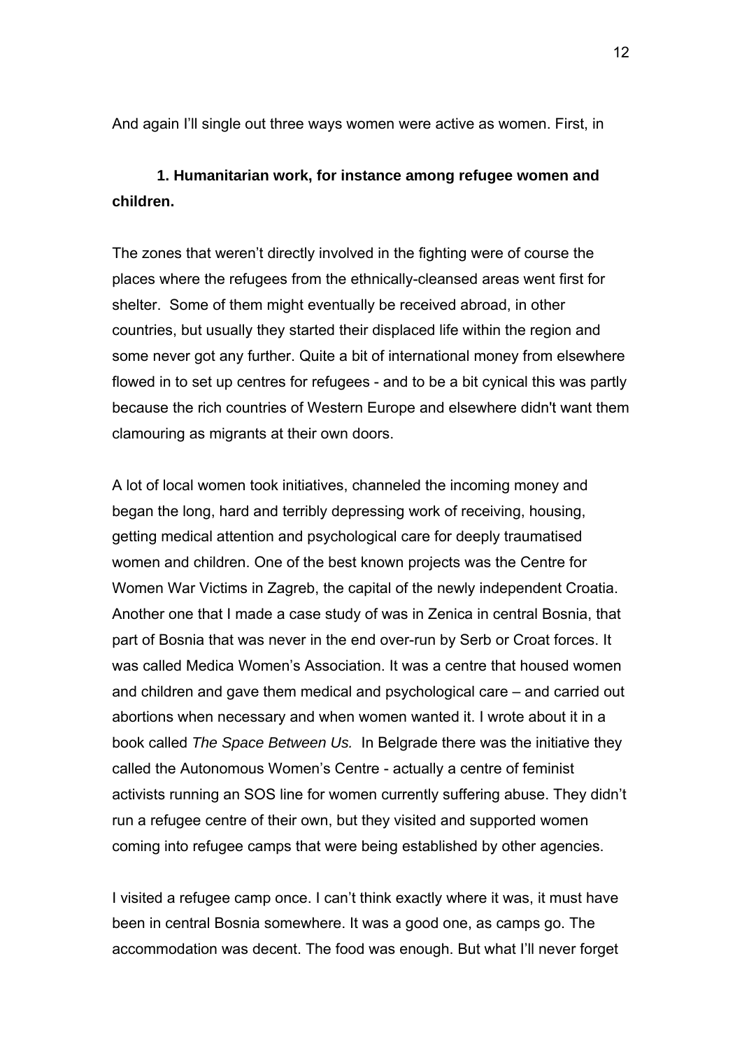And again I'll single out three ways women were active as women. First, in

**1. Humanitarian work, for instance among refugee women and children.**

The zones that weren't directly involved in the fighting were of course the places where the refugees from the ethnically-cleansed areas went first for shelter. Some of them might eventually be received abroad, in other countries, but usually they started their displaced life within the region and some never got any further. Quite a bit of international money from elsewhere flowed in to set up centres for refugees - and to be a bit cynical this was partly because the rich countries of Western Europe and elsewhere didn't want them clamouring as migrants at their own doors.

A lot of local women took initiatives, channeled the incoming money and began the long, hard and terribly depressing work of receiving, housing, getting medical attention and psychological care for deeply traumatised women and children. One of the best known projects was the Centre for Women War Victims in Zagreb, the capital of the newly independent Croatia. Another one that I made a case study of was in Zenica in central Bosnia, that part of Bosnia that was never in the end over-run by Serb or Croat forces. It was called Medica Women's Association. It was a centre that housed women and children and gave them medical and psychological care – and carried out abortions when necessary and when women wanted it. I wrote about it in a book called *The Space Between Us.* In Belgrade there was the initiative they called the Autonomous Women's Centre - actually a centre of feminist activists running an SOS line for women currently suffering abuse. They didn't run a refugee centre of their own, but they visited and supported women coming into refugee camps that were being established by other agencies.

I visited a refugee camp once. I can't think exactly where it was, it must have been in central Bosnia somewhere. It was a good one, as camps go. The accommodation was decent. The food was enough. But what I'll never forget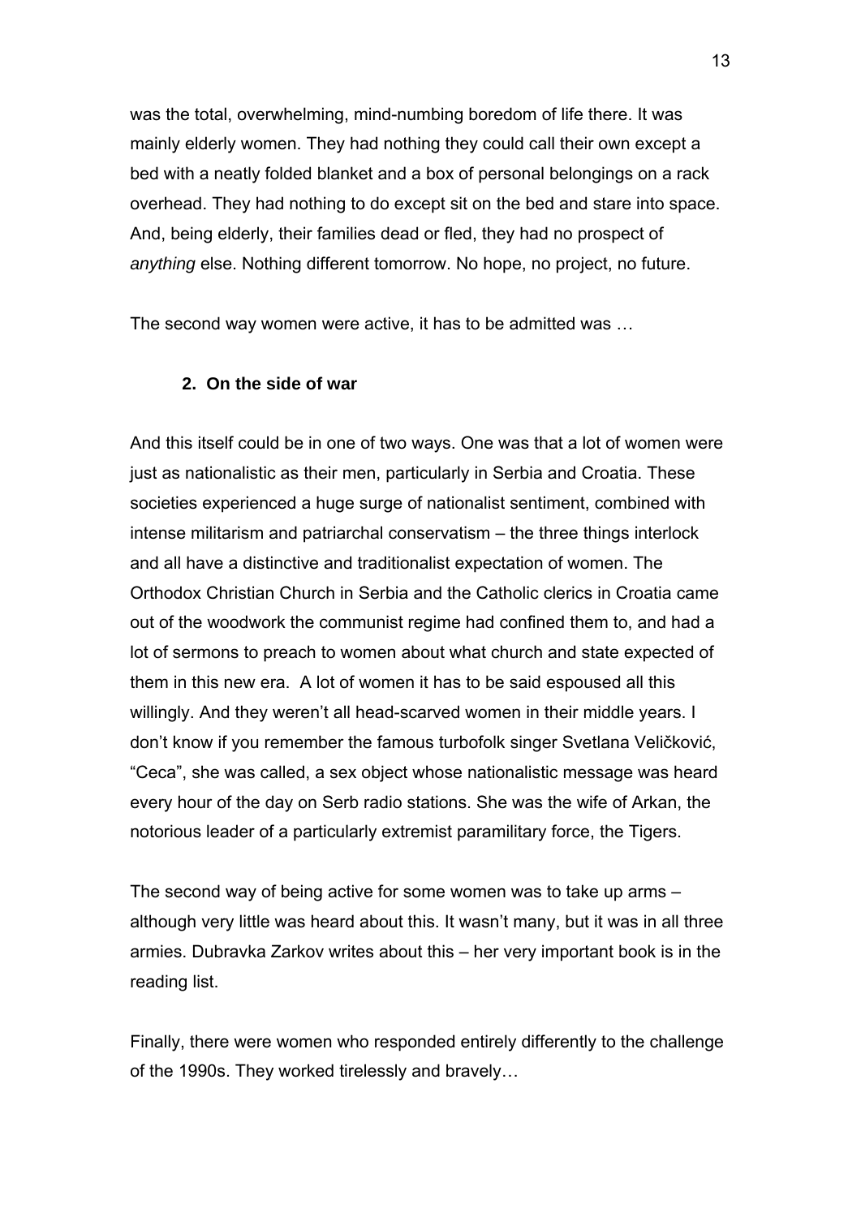was the total, overwhelming, mind-numbing boredom of life there. It was mainly elderly women. They had nothing they could call their own except a bed with a neatly folded blanket and a box of personal belongings on a rack overhead. They had nothing to do except sit on the bed and stare into space. And, being elderly, their families dead or fled, they had no prospect of *anything* else. Nothing different tomorrow. No hope, no project, no future.

The second way women were active, it has to be admitted was …

**2. On the side of war**

And this itself could be in one of two ways. One was that a lot of women were just as nationalistic as their men, particularly in Serbia and Croatia. These societies experienced a huge surge of nationalist sentiment, combined with intense militarism and patriarchal conservatism – the three things interlock and all have a distinctive and traditionalist expectation of women. The Orthodox Christian Church in Serbia and the Catholic clerics in Croatia came out of the woodwork the communist regime had confined them to, and had a lot of sermons to preach to women about what church and state expected of them in this new era. A lot of women it has to be said espoused all this willingly. And they weren't all head-scarved women in their middle years. I don't know if you remember the famous turbofolk singer Svetlana Veličković, "Ceca", she was called, a sex object whose nationalistic message was heard every hour of the day on Serb radio stations. She was the wife of Arkan, the notorious leader of a particularly extremist paramilitary force, the Tigers.

The second way of being active for some women was to take up arms – although very little was heard about this. It wasn't many, but it was in all three armies. Dubravka Zarkov writes about this – her very important book is in the reading list.

Finally, there were women who responded entirely differently to the challenge of the 1990s. They worked tirelessly and bravely…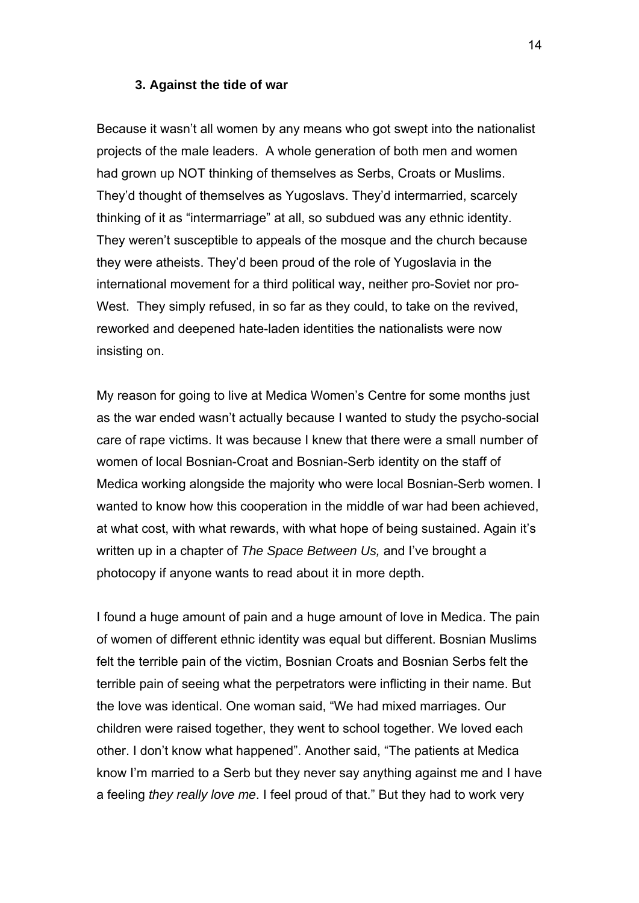### 3. Against the tide of war

Because it wasn't all women by any means who got swept into the nationalist projects of the male leaders. A whole generation of both men and women had grown up NOT thinking of themselves as Serbs, Croats or Muslims. They'd thought of themselves as Yugoslavs. They'd intermarried, scarcely thinking of it as "intermarriage" at all, so subdued was any ethnic identity. They weren't susceptible to appeals of the mosque and the church because they were atheists. They'd been proud of the role of Yugoslavia in the international movement for a third political way, neither pro-Soviet nor pro-West. They simply refused, in so far as they could, to take on the revived, reworked and deepened hate-laden identities the nationalists were now insisting on.

My reason for going to live at Medica Women's Centre for some months just as the war ended wasn't actually because I wanted to study the psycho-social care of rape victims. It was because I knew that there were a small number of women of local Bosnian-Croat and Bosnian-Serb identity on the staff of Medica working alongside the majority who were local Bosnian-Serb women. I wanted to know how this cooperation in the middle of war had been achieved, at what cost, with what rewards, with what hope of being sustained. Again it's written up in a chapter of *The Space Between Us,* and I've brought a photocopy if anyone wants to read about it in more depth.

I found a huge amount of pain and a huge amount of love in Medica. The pain of women of different ethnic identity was equal but different. Bosnian Muslims felt the terrible pain of the victim, Bosnian Croats and Bosnian Serbs felt the terrible pain of seeing what the perpetrators were inflicting in their name. But the love was identical. One woman said, "We had mixed marriages. Our children were raised together, they went to school together. We loved each other. I don't know what happened". Another said, "The patients at Medica know I'm married to a Serb but they never say anything against me and I have a feeling *they really love me*. I feel proud of that." But they had to work very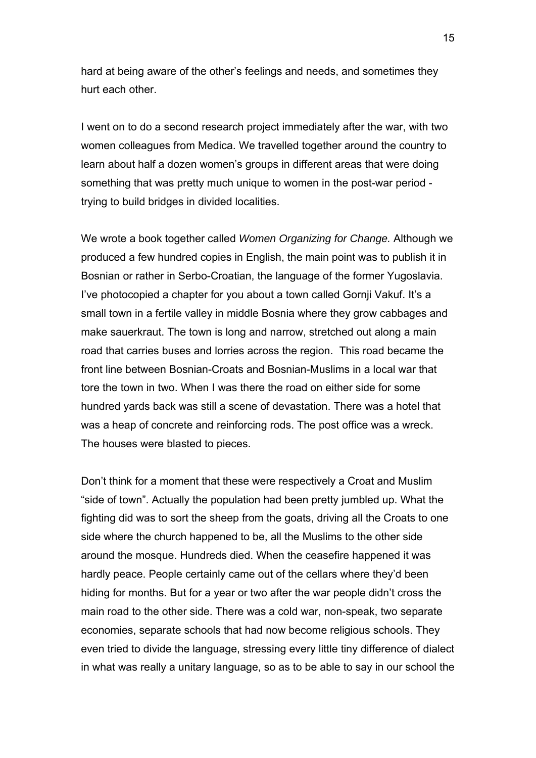hard at being aware of the other's feelings and needs, and sometimes they hurt each other.

I went on to do a second research project immediately after the war, with two women colleagues from Medica. We travelled together around the country to learn about half a dozen women's groups in different areas that were doing something that was pretty much unique to women in the post-war period - trying to build bridges in divided localities.

We wrote a book together called *Women Organizing for Change.* Although we produced a few hundred copies in English, the main point was to publish it in Bosnian or rather in Serbo-Croatian, the language of the former Yugoslavia. I've photocopied a chapter for you about a town called Gornji Vakuf. It's a small town in a fertile valley in middle Bosnia where they grow cabbages and make sauerkraut. The town is long and narrow, stretched out along a main road that carries buses and lorries across the region. This road became the front line between Bosnian-Croats and Bosnian-Muslims in a local war that tore the town in two. When I was there the road on either side for some hundred yards back was still a scene of devastation. There was a hotel that was a heap of concrete and reinforcing rods. The post office was a wreck. The houses were blasted to pieces.

Don't think for a moment that these were respectively a Croat and Muslim "side of town". Actually the population had been pretty jumbled up. What the fighting did was to sort the sheep from the goats, driving all the Croats to one side where the church happened to be, all the Muslims to the other side around the mosque. Hundreds died. When the ceasefire happened it was hardly peace. People certainly came out of the cellars where they'd been hiding for months. But for a year or two after the war people didn't cross the main road to the other side. There was a cold war, non-speak, two separate economies, separate schools that had now become religious schools. They even tried to divide the language, stressing every little tiny difference of dialect in what was really a unitary language, so as to be able to say in our school the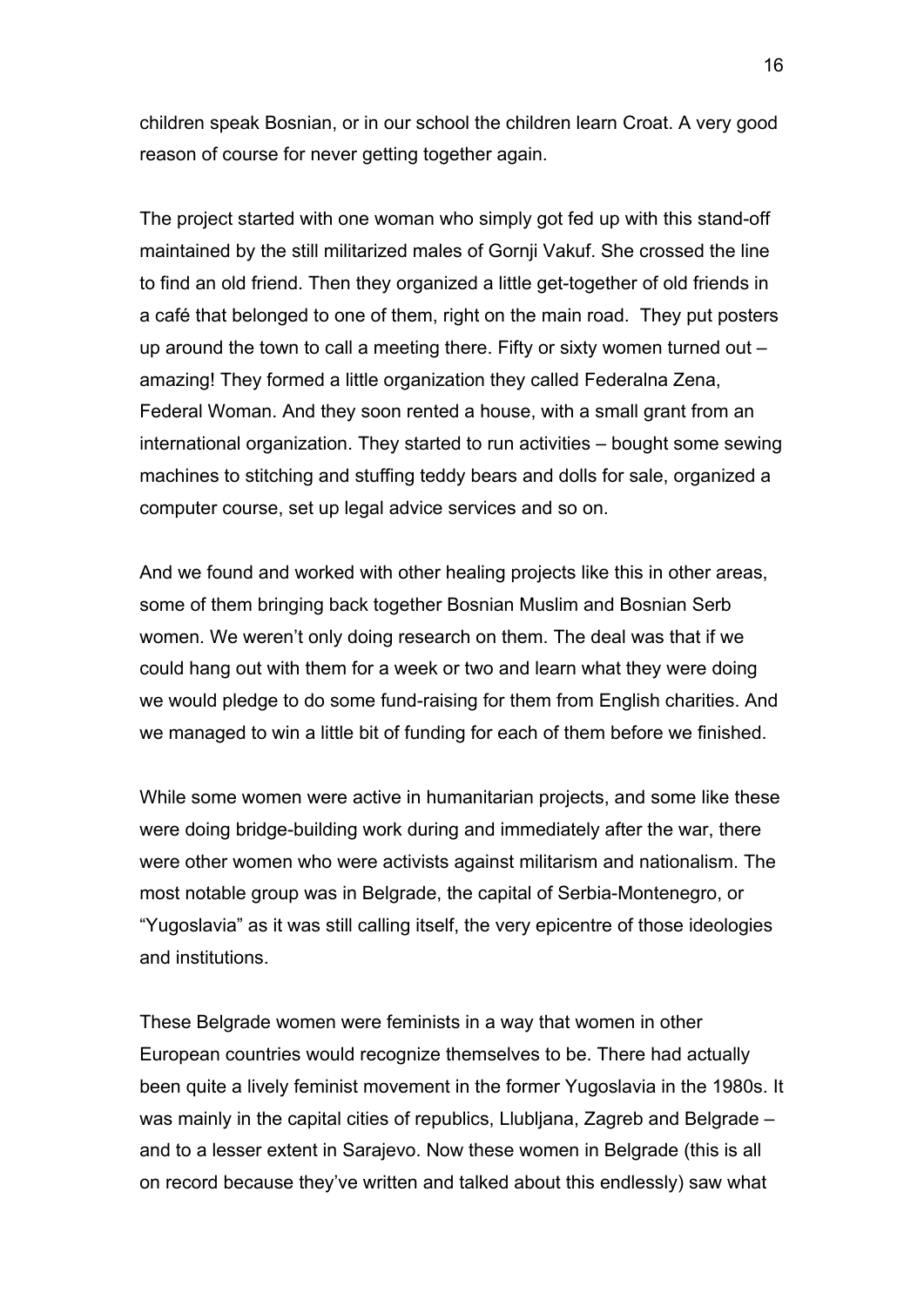children speak Bosnian, or in our school the children learn Croat. A very good reason of course for never getting together again.

The project started with one woman who simply got fed up with this stand-off maintained by the still militarized males of Gornji Vakuf. She crossed the line to find an old friend. Then they organized a little get-together of old friends in a café that belonged to one of them, right on the main road. They put posters up around the town to call a meeting there. Fifty or sixty women turned out – amazing! They formed a little organization they called Federalna Zena, Federal Woman. And they soon rented a house, with a small grant from an international organization. They started to run activities – bought some sewing machines to stitching and stuffing teddy bears and dolls for sale, organized a computer course, set up legal advice services and so on.

And we found and worked with other healing projects like this in other areas, some of them bringing back together Bosnian Muslim and Bosnian Serb women. We weren't only doing research on them. The deal was that if we could hang out with them for a week or two and learn what they were doing we would pledge to do some fund-raising for them from English charities. And we managed to win a little bit of funding for each of them before we finished.

While some women were active in humanitarian projects, and some like these were doing bridge-building work during and immediately after the war, there were other women who were activists against militarism and nationalism. The most notable group was in Belgrade, the capital of Serbia-Montenegro, or "Yugoslavia" as it was still calling itself, the very epicentre of those ideologies and institutions.

These Belgrade women were feminists in a way that women in other European countries would recognize themselves to be. There had actually been quite a lively feminist movement in the former Yugoslavia in the 1980s. It was mainly in the capital cities of republics, Llubljana, Zagreb and Belgrade – and to a lesser extent in Sarajevo. Now these women in Belgrade (this is all on record because they've written and talked about this endlessly) saw what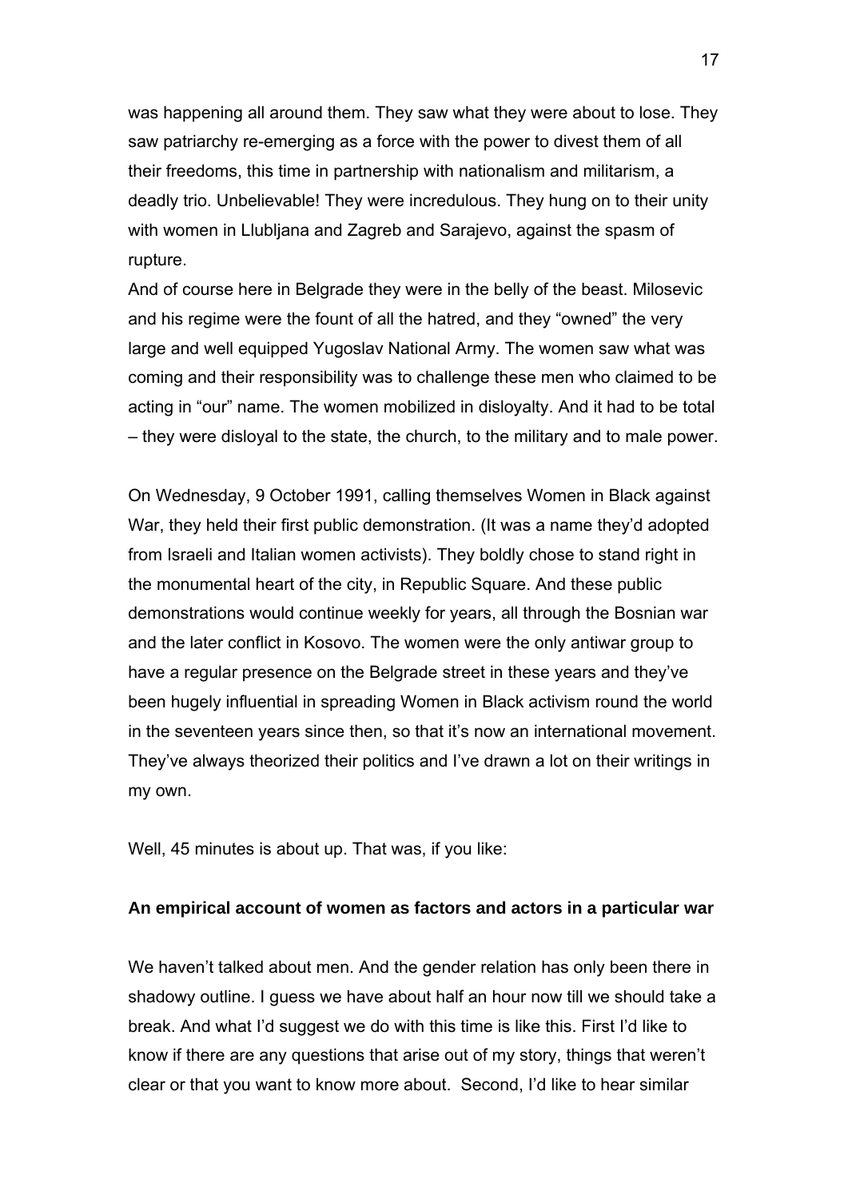was happening all around them. They saw what they were about to lose. They saw patriarchy re-emerging as a force with the power to divest them of all their freedoms, this time in partnership with nationalism and militarism, a deadly trio. Unbelievable! They were incredulous. They hung on to their unity with women in Llubljana and Zagreb and Sarajevo, against the spasm of rupture.

And of course here in Belgrade they were in the belly of the beast. Milosevic and his regime were the fount of all the hatred, and they "owned" the very large and well equipped Yugoslav National Army. The women saw what was coming and their responsibility was to challenge these men who claimed to be acting in "our" name. The women mobilized in disloyalty. And it had to be total – they were disloyal to the state, the church, to the military and to male power.

On Wednesday, 9 October 1991, calling themselves Women in Black against War, they held their first public demonstration. (It was a name they'd adopted from Israeli and Italian women activists). They boldly chose to stand right in the monumental heart of the city, in Republic Square. And these public demonstrations would continue weekly for years, all through the Bosnian war and the later conflict in Kosovo. The women were the only antiwar group to have a regular presence on the Belgrade street in these years and they've been hugely influential in spreading Women in Black activism round the world in the seventeen years since then, so that it's now an international movement. They've always theorized their politics and I've drawn a lot on their writings in my own.

Well, 45 minutes is about up. That was, if you like:

**An empirical account of women as factors and actors in a particular war**

We haven't talked about men. And the gender relation has only been there in shadowy outline. I guess we have about half an hour now till we should take a break. And what I'd suggest we do with this time is like this. First I'd like to know if there are any questions that arise out of my story, things that weren't clear or that you want to know more about. Second, I'd like to hear similar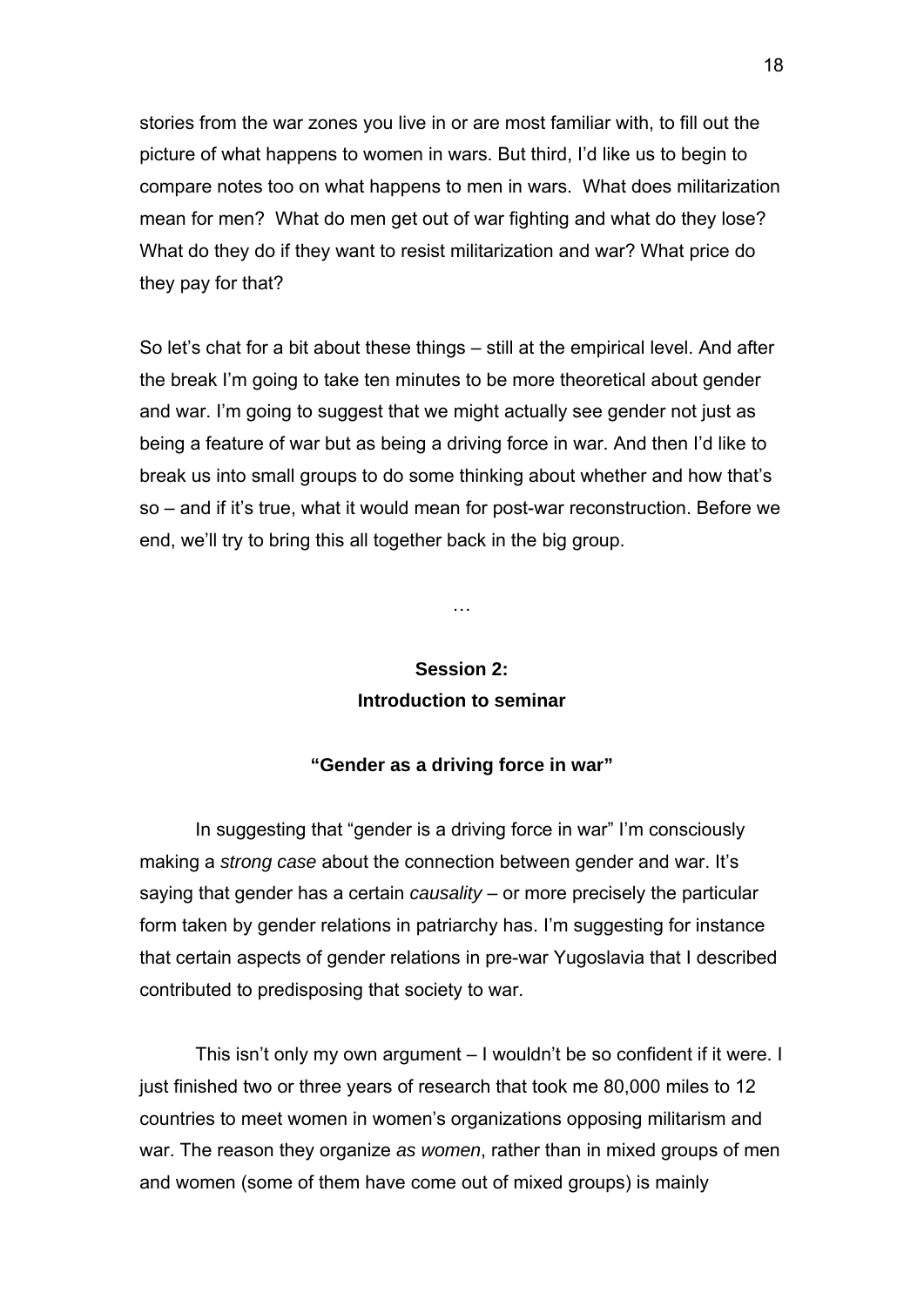stories from the war zones you live in or are most familiar with, to fill out the picture of what happens to women in wars. But third, I'd like us to begin to compare notes too on what happens to men in wars. What does militarization mean for men? What do men get out of war fighting and what do they lose? What do they do if they want to resist militarization and war? What price do they pay for that?

So let's chat for a bit about these things – still at the empirical level. And after the break I'm going to take ten minutes to be more theoretical about gender and war. I'm going to suggest that we might actually see gender not just as being a feature of war but as being a driving force in war. And then I'd like to break us into small groups to do some thinking about whether and how that's so – and if it's true, what it would mean for post-war reconstruction. Before we end, we'll try to bring this all together back in the big group.

…

## Session 2:
## Introduction to seminar

### "Gender as a driving force in war"

In suggesting that "gender is a driving force in war" I'm consciously making a *strong case* about the connection between gender and war. It's saying that gender has a certain *causality* – or more precisely the particular form taken by gender relations in patriarchy has. I'm suggesting for instance that certain aspects of gender relations in pre-war Yugoslavia that I described contributed to predisposing that society to war.

This isn't only my own argument – I wouldn't be so confident if it were. I just finished two or three years of research that took me 80,000 miles to 12 countries to meet women in women's organizations opposing militarism and war. The reason they organize *as women*, rather than in mixed groups of men and women (some of them have come out of mixed groups) is mainly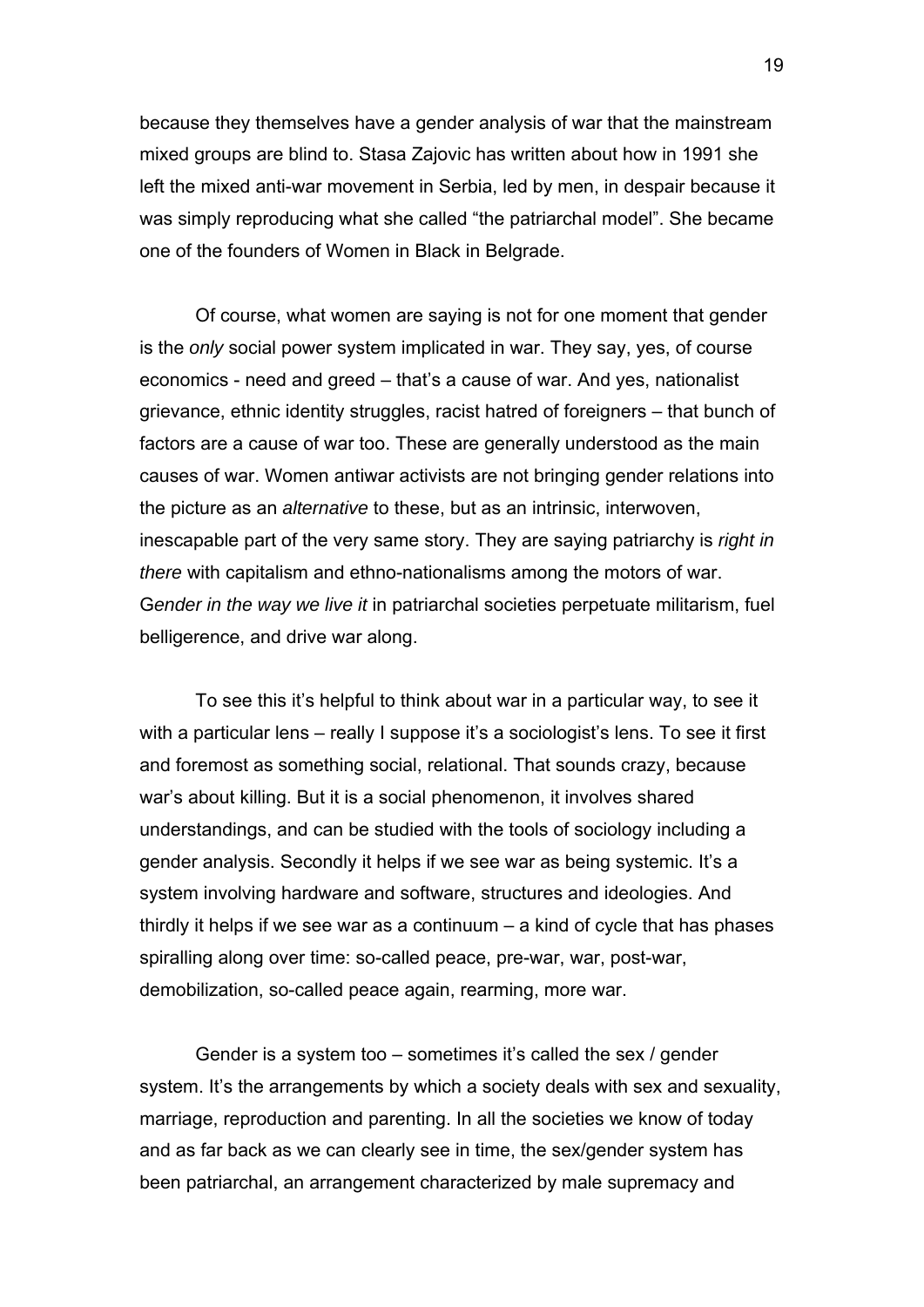because they themselves have a gender analysis of war that the mainstream mixed groups are blind to. Stasa Zajovic has written about how in 1991 she left the mixed anti-war movement in Serbia, led by men, in despair because it was simply reproducing what she called "the patriarchal model". She became one of the founders of Women in Black in Belgrade.

Of course, what women are saying is not for one moment that gender is the *only* social power system implicated in war. They say, yes, of course economics - need and greed – that's a cause of war. And yes, nationalist grievance, ethnic identity struggles, racist hatred of foreigners – that bunch of factors are a cause of war too. These are generally understood as the main causes of war. Women antiwar activists are not bringing gender relations into the picture as an *alternative* to these, but as an intrinsic, interwoven, inescapable part of the very same story. They are saying patriarchy is *right in there* with capitalism and ethno-nationalisms among the motors of war. G*ender in the way we live it* in patriarchal societies perpetuate militarism, fuel belligerence, and drive war along.

To see this it's helpful to think about war in a particular way, to see it with a particular lens – really I suppose it's a sociologist's lens. To see it first and foremost as something social, relational. That sounds crazy, because war's about killing. But it is a social phenomenon, it involves shared understandings, and can be studied with the tools of sociology including a gender analysis. Secondly it helps if we see war as being systemic. It's a system involving hardware and software, structures and ideologies. And thirdly it helps if we see war as a continuum – a kind of cycle that has phases spiralling along over time: so-called peace, pre-war, war, post-war, demobilization, so-called peace again, rearming, more war.

Gender is a system too – sometimes it's called the sex / gender system. It's the arrangements by which a society deals with sex and sexuality, marriage, reproduction and parenting. In all the societies we know of today and as far back as we can clearly see in time, the sex/gender system has been patriarchal, an arrangement characterized by male supremacy and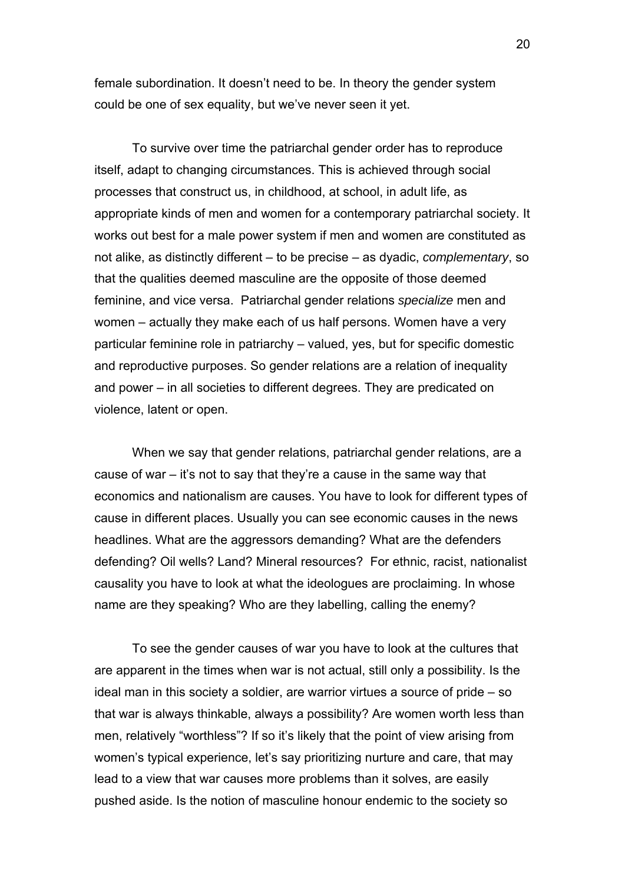female subordination. It doesn't need to be. In theory the gender system could be one of sex equality, but we've never seen it yet.

To survive over time the patriarchal gender order has to reproduce itself, adapt to changing circumstances. This is achieved through social processes that construct us, in childhood, at school, in adult life, as appropriate kinds of men and women for a contemporary patriarchal society. It works out best for a male power system if men and women are constituted as not alike, as distinctly different – to be precise – as dyadic, *complementary*, so that the qualities deemed masculine are the opposite of those deemed feminine, and vice versa. Patriarchal gender relations *specialize* men and women – actually they make each of us half persons. Women have a very particular feminine role in patriarchy – valued, yes, but for specific domestic and reproductive purposes. So gender relations are a relation of inequality and power – in all societies to different degrees. They are predicated on violence, latent or open.

When we say that gender relations, patriarchal gender relations, are a cause of war – it's not to say that they're a cause in the same way that economics and nationalism are causes. You have to look for different types of cause in different places. Usually you can see economic causes in the news headlines. What are the aggressors demanding? What are the defenders defending? Oil wells? Land? Mineral resources? For ethnic, racist, nationalist causality you have to look at what the ideologues are proclaiming. In whose name are they speaking? Who are they labelling, calling the enemy?

To see the gender causes of war you have to look at the cultures that are apparent in the times when war is not actual, still only a possibility. Is the ideal man in this society a soldier, are warrior virtues a source of pride – so that war is always thinkable, always a possibility? Are women worth less than men, relatively "worthless"? If so it's likely that the point of view arising from women's typical experience, let's say prioritizing nurture and care, that may lead to a view that war causes more problems than it solves, are easily pushed aside. Is the notion of masculine honour endemic to the society so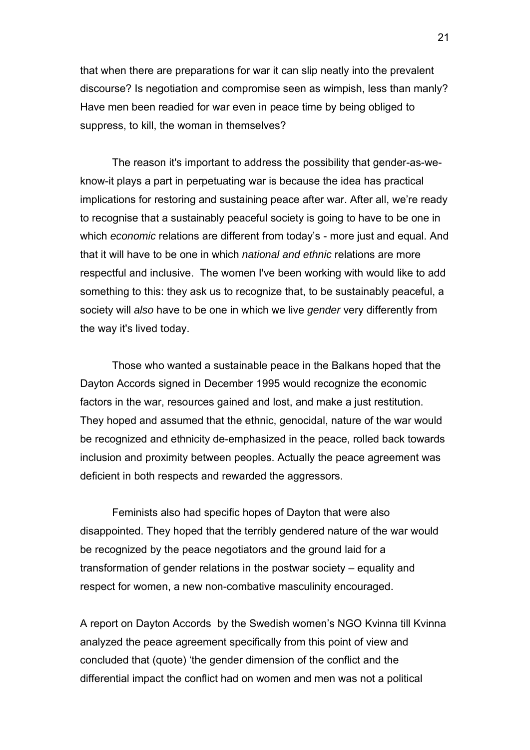that when there are preparations for war it can slip neatly into the prevalent discourse? Is negotiation and compromise seen as wimpish, less than manly? Have men been readied for war even in peace time by being obliged to suppress, to kill, the woman in themselves?

The reason it's important to address the possibility that gender-as-we-know-it plays a part in perpetuating war is because the idea has practical implications for restoring and sustaining peace after war. After all, we're ready to recognise that a sustainably peaceful society is going to have to be one in which *economic* relations are different from today's - more just and equal. And that it will have to be one in which *national and ethnic* relations are more respectful and inclusive. The women I've been working with would like to add something to this: they ask us to recognize that, to be sustainably peaceful, a society will *also* have to be one in which we live *gender* very differently from the way it's lived today.

Those who wanted a sustainable peace in the Balkans hoped that the Dayton Accords signed in December 1995 would recognize the economic factors in the war, resources gained and lost, and make a just restitution. They hoped and assumed that the ethnic, genocidal, nature of the war would be recognized and ethnicity de-emphasized in the peace, rolled back towards inclusion and proximity between peoples. Actually the peace agreement was deficient in both respects and rewarded the aggressors.

Feminists also had specific hopes of Dayton that were also disappointed. They hoped that the terribly gendered nature of the war would be recognized by the peace negotiators and the ground laid for a transformation of gender relations in the postwar society – equality and respect for women, a new non-combative masculinity encouraged.

A report on Dayton Accords by the Swedish women's NGO Kvinna till Kvinna analyzed the peace agreement specifically from this point of view and concluded that (quote) 'the gender dimension of the conflict and the differential impact the conflict had on women and men was not a political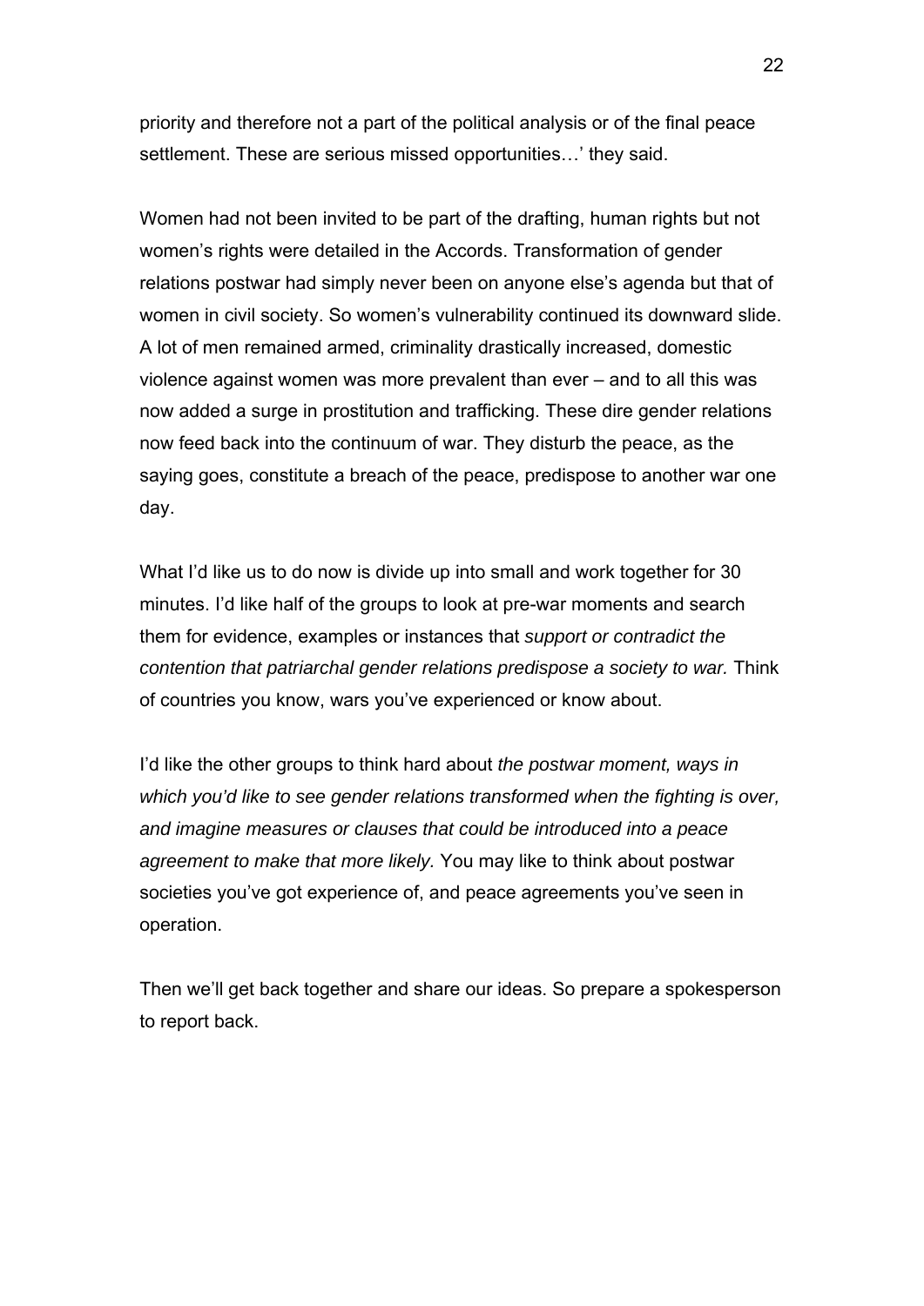priority and therefore not a part of the political analysis or of the final peace settlement. These are serious missed opportunities…' they said.

Women had not been invited to be part of the drafting, human rights but not women's rights were detailed in the Accords. Transformation of gender relations postwar had simply never been on anyone else's agenda but that of women in civil society. So women's vulnerability continued its downward slide. A lot of men remained armed, criminality drastically increased, domestic violence against women was more prevalent than ever – and to all this was now added a surge in prostitution and trafficking. These dire gender relations now feed back into the continuum of war. They disturb the peace, as the saying goes, constitute a breach of the peace, predispose to another war one day.

What I'd like us to do now is divide up into small and work together for 30 minutes. I'd like half of the groups to look at pre-war moments and search them for evidence, examples or instances that *support or contradict the contention that patriarchal gender relations predispose a society to war.* Think of countries you know, wars you've experienced or know about.

I'd like the other groups to think hard about *the postwar moment, ways in which you'd like to see gender relations transformed when the fighting is over, and imagine measures or clauses that could be introduced into a peace agreement to make that more likely.* You may like to think about postwar societies you've got experience of, and peace agreements you've seen in operation.

Then we'll get back together and share our ideas. So prepare a spokesperson to report back.